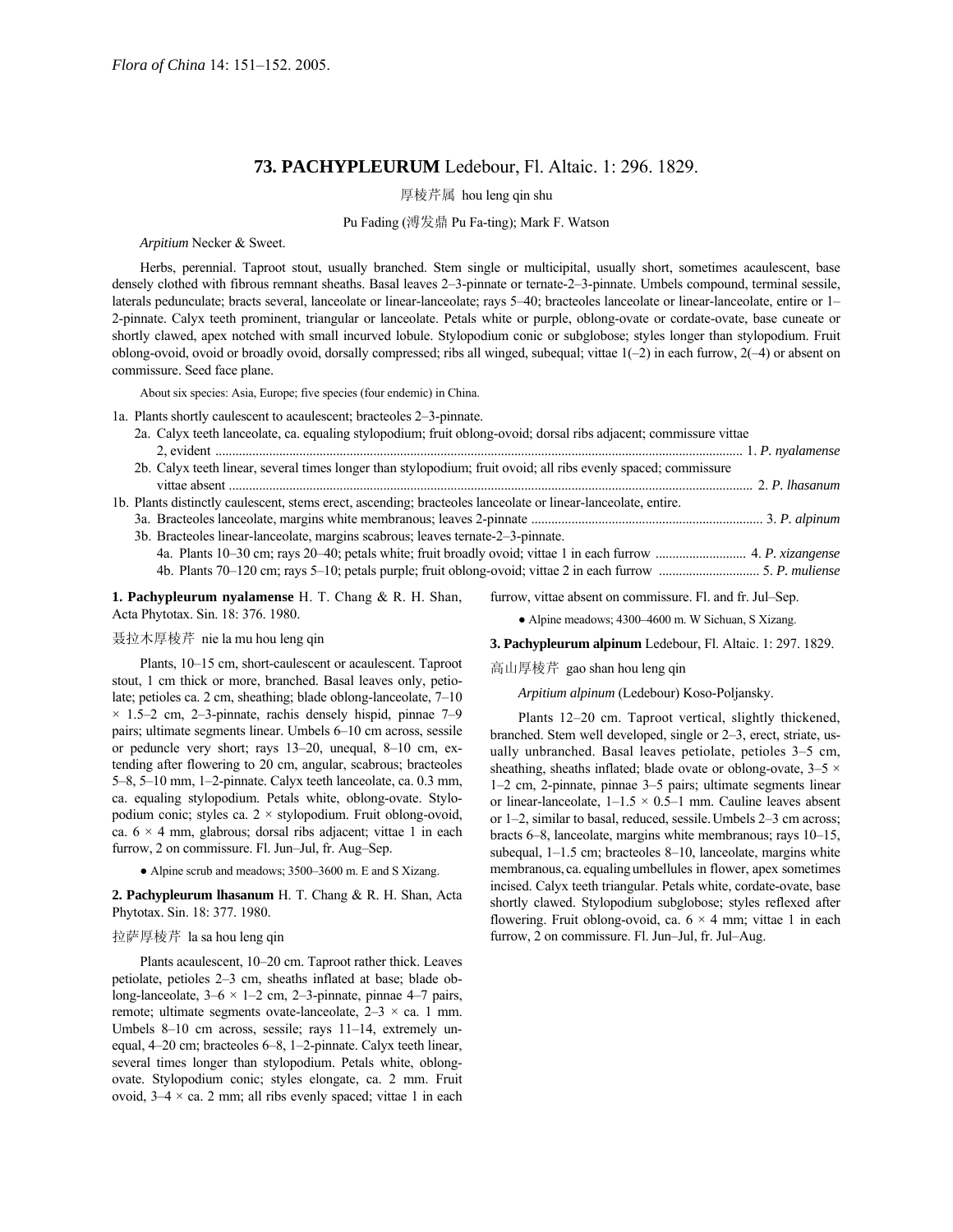*Flora of China* 14: 151–152. 2005.

# 73. PACHYPLEURUM Ledebour, Fl. Altaic. 1: 296. 1829.

厚棱芹属 hou leng qin shu

Pu Fading (溥发鼎 Pu Fa-ting); Mark F. Watson

*Arpitium* Necker & Sweet.

Herbs, perennial. Taproot stout, usually branched. Stem single or multicipital, usually short, sometimes acaulescent, base densely clothed with fibrous remnant sheaths. Basal leaves 2–3-pinnate or ternate-2–3-pinnate. Umbels compound, terminal sessile, laterals pedunculate; bracts several, lanceolate or linear-lanceolate; rays 5–40; bracteoles lanceolate or linear-lanceolate, entire or 1–2-pinnate. Calyx teeth prominent, triangular or lanceolate. Petals white or purple, oblong-ovate or cordate-ovate, base cuneate or shortly clawed, apex notched with small incurved lobule. Stylopodium conic or subglobose; styles longer than stylopodium. Fruit oblong-ovoid, ovoid or broadly ovoid, dorsally compressed; ribs all winged, subequal; vittae 1(–2) in each furrow, 2(–4) or absent on commissure. Seed face plane.

About six species: Asia, Europe; five species (four endemic) in China.

1a. Plants shortly caulescent to acaulescent; bracteoles 2–3-pinnate.
  2a. Calyx teeth lanceolate, ca. equaling stylopodium; fruit oblong-ovoid; dorsal ribs adjacent; commissure vittae 2, evident .......... 1. *P. nyalamense*
  2b. Calyx teeth linear, several times longer than stylopodium; fruit ovoid; all ribs evenly spaced; commissure vittae absent .......... 2. *P. lhasanum*
1b. Plants distinctly caulescent, stems erect, ascending; bracteoles lanceolate or linear-lanceolate, entire.
  3a. Bracteoles lanceolate, margins white membranous; leaves 2-pinnate .......... 3. *P. alpinum*
  3b. Bracteoles linear-lanceolate, margins scabrous; leaves ternate-2–3-pinnate.
    4a. Plants 10–30 cm; rays 20–40; petals white; fruit broadly ovoid; vittae 1 in each furrow .......... 4. *P. xizangense*
    4b. Plants 70–120 cm; rays 5–10; petals purple; fruit oblong-ovoid; vittae 2 in each furrow .......... 5. *P. muliense*

**1. Pachypleurum nyalamense** H. T. Chang & R. H. Shan, Acta Phytotax. Sin. 18: 376. 1980.

聂拉木厚棱芹 nie la mu hou leng qin

Plants, 10–15 cm, short-caulescent or acaulescent. Taproot stout, 1 cm thick or more, branched. Basal leaves only, petiolate; petioles ca. 2 cm, sheathing; blade oblong-lanceolate, 7–10 × 1.5–2 cm, 2–3-pinnate, rachis densely hispid, pinnae 7–9 pairs; ultimate segments linear. Umbels 6–10 cm across, sessile or peduncle very short; rays 13–20, unequal, 8–10 cm, extending after flowering to 20 cm, angular, scabrous; bracteoles 5–8, 5–10 mm, 1–2-pinnate. Calyx teeth lanceolate, ca. 0.3 mm, ca. equaling stylopodium. Petals white, oblong-ovate. Stylopodium conic; styles ca. 2 × stylopodium. Fruit oblong-ovoid, ca. 6 × 4 mm, glabrous; dorsal ribs adjacent; vittae 1 in each furrow, 2 on commissure. Fl. Jun–Jul, fr. Aug–Sep.

● Alpine scrub and meadows; 3500–3600 m. E and S Xizang.

**2. Pachypleurum lhasanum** H. T. Chang & R. H. Shan, Acta Phytotax. Sin. 18: 377. 1980.

拉萨厚棱芹 la sa hou leng qin

Plants acaulescent, 10–20 cm. Taproot rather thick. Leaves petiolate, petioles 2–3 cm, sheaths inflated at base; blade oblong-lanceolate, 3–6 × 1–2 cm, 2–3-pinnate, pinnae 4–7 pairs, remote; ultimate segments ovate-lanceolate, 2–3 × ca. 1 mm. Umbels 8–10 cm across, sessile; rays 11–14, extremely unequal, 4–20 cm; bracteoles 6–8, 1–2-pinnate. Calyx teeth linear, several times longer than stylopodium. Petals white, oblong-ovate. Stylopodium conic; styles elongate, ca. 2 mm. Fruit ovoid, 3–4 × ca. 2 mm; all ribs evenly spaced; vittae 1 in each furrow, vittae absent on commissure. Fl. and fr. Jul–Sep.

● Alpine meadows; 4300–4600 m. W Sichuan, S Xizang.

**3. Pachypleurum alpinum** Ledebour, Fl. Altaic. 1: 297. 1829.

高山厚棱芹 gao shan hou leng qin

*Arpitium alpinum* (Ledebour) Koso-Poljansky.

Plants 12–20 cm. Taproot vertical, slightly thickened, branched. Stem well developed, single or 2–3, erect, striate, usually unbranched. Basal leaves petiolate, petioles 3–5 cm, sheathing, sheaths inflated; blade ovate or oblong-ovate, 3–5 × 1–2 cm, 2-pinnate, pinnae 3–5 pairs; ultimate segments linear or linear-lanceolate, 1–1.5 × 0.5–1 mm. Cauline leaves absent or 1–2, similar to basal, reduced, sessile. Umbels 2–3 cm across; bracts 6–8, lanceolate, margins white membranous; rays 10–15, subequal, 1–1.5 cm; bracteoles 8–10, lanceolate, margins white membranous, ca. equaling umbellules in flower, apex sometimes incised. Calyx teeth triangular. Petals white, cordate-ovate, base shortly clawed. Stylopodium subglobose; styles reflexed after flowering. Fruit oblong-ovoid, ca. 6 × 4 mm; vittae 1 in each furrow, 2 on commissure. Fl. Jun–Jul, fr. Jul–Aug.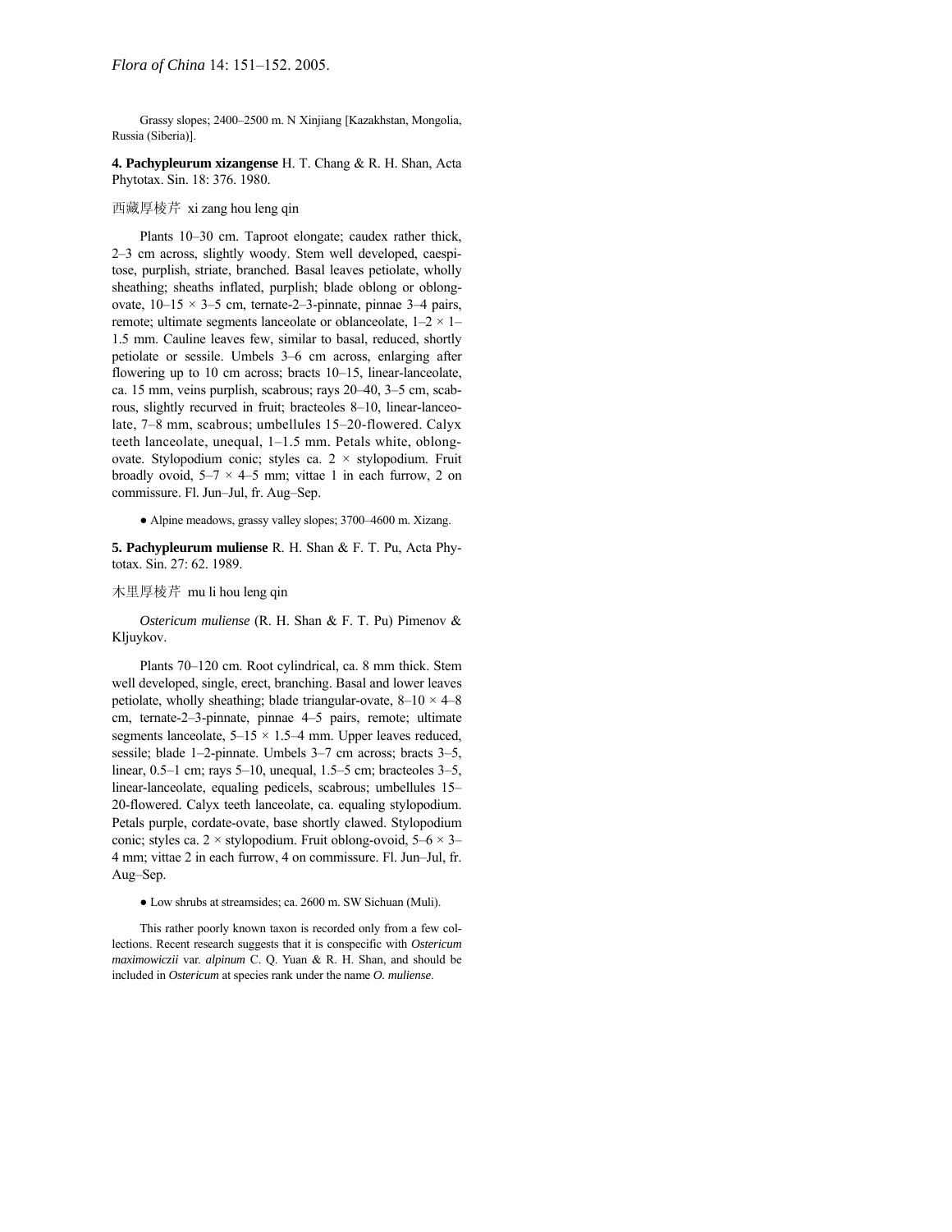Grassy slopes; 2400–2500 m. N Xinjiang [Kazakhstan, Mongolia, Russia (Siberia)].

**4. Pachypleurum xizangense** H. T. Chang & R. H. Shan, Acta Phytotax. Sin. 18: 376. 1980.

西藏厚棱芹 xi zang hou leng qin

Plants 10–30 cm. Taproot elongate; caudex rather thick, 2–3 cm across, slightly woody. Stem well developed, caespitose, purplish, striate, branched. Basal leaves petiolate, wholly sheathing; sheaths inflated, purplish; blade oblong or oblong-ovate, 10–15 × 3–5 cm, ternate-2–3-pinnate, pinnae 3–4 pairs, remote; ultimate segments lanceolate or oblanceolate, 1–2 × 1–1.5 mm. Cauline leaves few, similar to basal, reduced, shortly petiolate or sessile. Umbels 3–6 cm across, enlarging after flowering up to 10 cm across; bracts 10–15, linear-lanceolate, ca. 15 mm, veins purplish, scabrous; rays 20–40, 3–5 cm, scabrous, slightly recurved in fruit; bracteoles 8–10, linear-lanceolate, 7–8 mm, scabrous; umbellules 15–20-flowered. Calyx teeth lanceolate, unequal, 1–1.5 mm. Petals white, oblong-ovate. Stylopodium conic; styles ca. 2 × stylopodium. Fruit broadly ovoid, 5–7 × 4–5 mm; vittae 1 in each furrow, 2 on commissure. Fl. Jun–Jul, fr. Aug–Sep.

● Alpine meadows, grassy valley slopes; 3700–4600 m. Xizang.

**5. Pachypleurum muliense** R. H. Shan & F. T. Pu, Acta Phytotax. Sin. 27: 62. 1989.

木里厚棱芹 mu li hou leng qin

*Ostericum muliense* (R. H. Shan & F. T. Pu) Pimenov & Kljuykov.

Plants 70–120 cm. Root cylindrical, ca. 8 mm thick. Stem well developed, single, erect, branching. Basal and lower leaves petiolate, wholly sheathing; blade triangular-ovate, 8–10 × 4–8 cm, ternate-2–3-pinnate, pinnae 4–5 pairs, remote; ultimate segments lanceolate, 5–15 × 1.5–4 mm. Upper leaves reduced, sessile; blade 1–2-pinnate. Umbels 3–7 cm across; bracts 3–5, linear, 0.5–1 cm; rays 5–10, unequal, 1.5–5 cm; bracteoles 3–5, linear-lanceolate, equaling pedicels, scabrous; umbellules 15–20-flowered. Calyx teeth lanceolate, ca. equaling stylopodium. Petals purple, cordate-ovate, base shortly clawed. Stylopodium conic; styles ca. 2 × stylopodium. Fruit oblong-ovoid, 5–6 × 3–4 mm; vittae 2 in each furrow, 4 on commissure. Fl. Jun–Jul, fr. Aug–Sep.

● Low shrubs at streamsides; ca. 2600 m. SW Sichuan (Muli).

This rather poorly known taxon is recorded only from a few collections. Recent research suggests that it is conspecific with *Ostericum maximowiczii* var. *alpinum* C. Q. Yuan & R. H. Shan, and should be included in *Ostericum* at species rank under the name *O. muliense*.